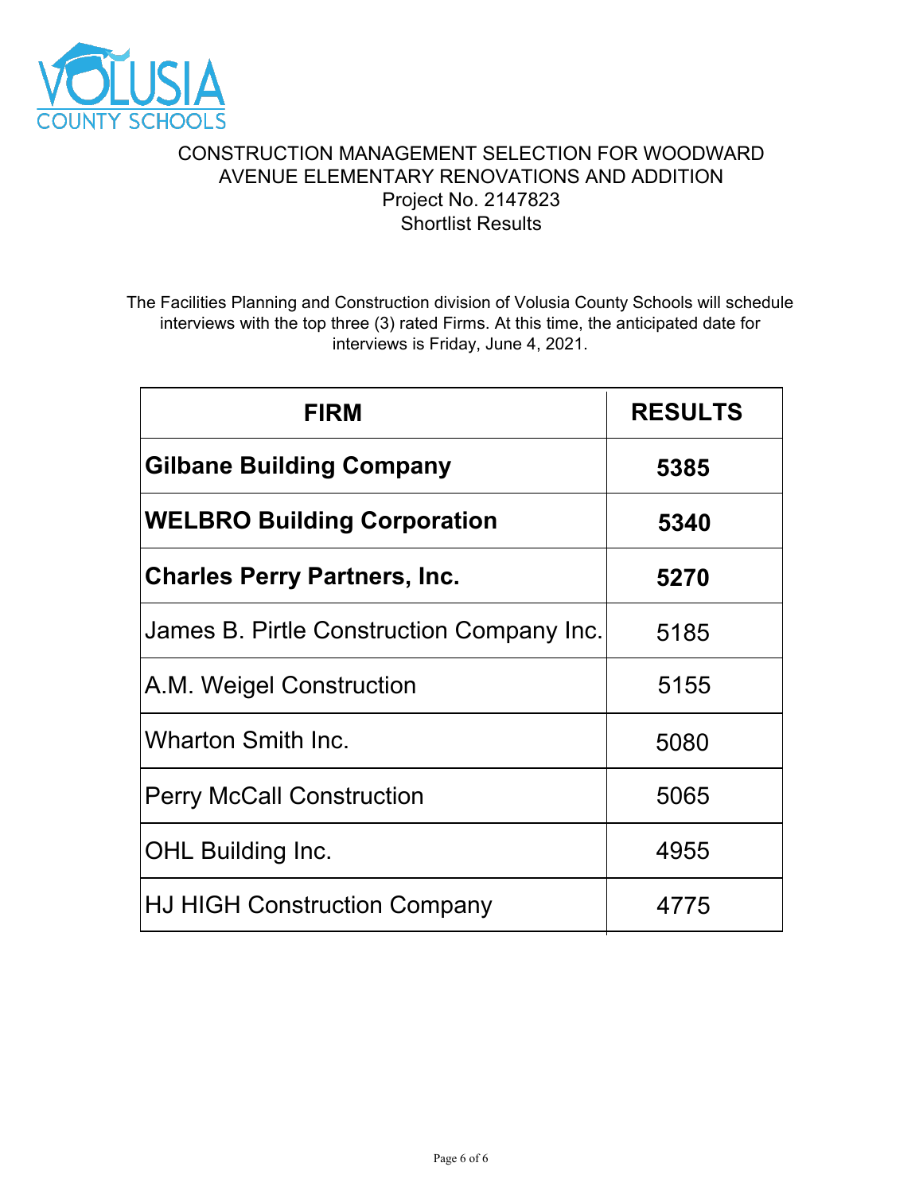VOLUSIA COUNTY SCHOOLS

# CONSTRUCTION MANAGEMENT SELECTION FOR WOODWARD AVENUE ELEMENTARY RENOVATIONS AND ADDITION

Project No. 2147823

Shortlist Results

The Facilities Planning and Construction division of Volusia County Schools will schedule interviews with the top three (3) rated Firms. At this time, the anticipated date for interviews is Friday, June 4, 2021.

| FIRM | RESULTS |
|---|---|
| **Gilbane Building Company** | **5385** |
| **WELBRO Building Corporation** | **5340** |
| **Charles Perry Partners, Inc.** | **5270** |
| James B. Pirtle Construction Company Inc. | 5185 |
| A.M. Weigel Construction | 5155 |
| Wharton Smith Inc. | 5080 |
| Perry McCall Construction | 5065 |
| OHL Building Inc. | 4955 |
| HJ HIGH Construction Company | 4775 |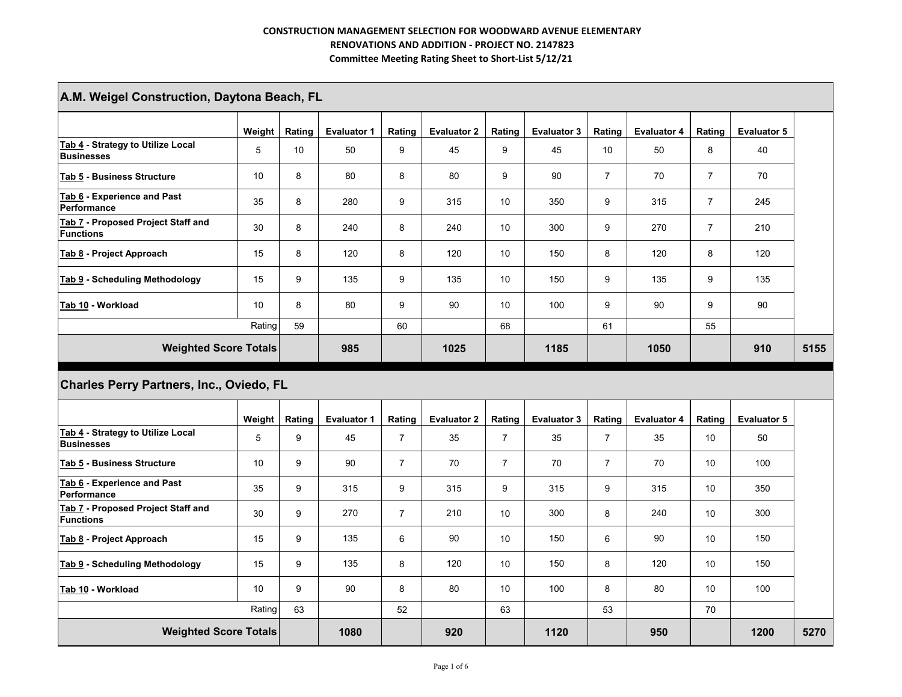**CONSTRUCTION MANAGEMENT SELECTION FOR WOODWARD AVENUE ELEMENTARY RENOVATIONS AND ADDITION - PROJECT NO. 2147823**

**Committee Meeting Rating Sheet to Short-List 5/12/21**

## A.M. Weigel Construction, Daytona Beach, FL

| | Weight | Rating | Evaluator 1 | Rating | Evaluator 2 | Rating | Evaluator 3 | Rating | Evaluator 4 | Rating | Evaluator 5 | |
|---|---|---|---|---|---|---|---|---|---|---|---|---|
| Tab 4 - Strategy to Utilize Local Businesses | 5 | 10 | 50 | 9 | 45 | 9 | 45 | 10 | 50 | 8 | 40 | |
| Tab 5 - Business Structure | 10 | 8 | 80 | 8 | 80 | 9 | 90 | 7 | 70 | 7 | 70 | |
| Tab 6 - Experience and Past Performance | 35 | 8 | 280 | 9 | 315 | 10 | 350 | 9 | 315 | 7 | 245 | |
| Tab 7 - Proposed Project Staff and Functions | 30 | 8 | 240 | 8 | 240 | 10 | 300 | 9 | 270 | 7 | 210 | |
| Tab 8 - Project Approach | 15 | 8 | 120 | 8 | 120 | 10 | 150 | 8 | 120 | 8 | 120 | |
| Tab 9 - Scheduling Methodology | 15 | 9 | 135 | 9 | 135 | 10 | 150 | 9 | 135 | 9 | 135 | |
| Tab 10 - Workload | 10 | 8 | 80 | 9 | 90 | 10 | 100 | 9 | 90 | 9 | 90 | |
| | Rating | 59 | | 60 | | 68 | | 61 | | 55 | | |
| **Weighted Score Totals** | | | **985** | | **1025** | | **1185** | | **1050** | | **910** | **5155** |

## Charles Perry Partners, Inc., Oviedo, FL

| | Weight | Rating | Evaluator 1 | Rating | Evaluator 2 | Rating | Evaluator 3 | Rating | Evaluator 4 | Rating | Evaluator 5 | |
|---|---|---|---|---|---|---|---|---|---|---|---|---|
| Tab 4 - Strategy to Utilize Local Businesses | 5 | 9 | 45 | 7 | 35 | 7 | 35 | 7 | 35 | 10 | 50 | |
| Tab 5 - Business Structure | 10 | 9 | 90 | 7 | 70 | 7 | 70 | 7 | 70 | 10 | 100 | |
| Tab 6 - Experience and Past Performance | 35 | 9 | 315 | 9 | 315 | 9 | 315 | 9 | 315 | 10 | 350 | |
| Tab 7 - Proposed Project Staff and Functions | 30 | 9 | 270 | 7 | 210 | 10 | 300 | 8 | 240 | 10 | 300 | |
| Tab 8 - Project Approach | 15 | 9 | 135 | 6 | 90 | 10 | 150 | 6 | 90 | 10 | 150 | |
| Tab 9 - Scheduling Methodology | 15 | 9 | 135 | 8 | 120 | 10 | 150 | 8 | 120 | 10 | 150 | |
| Tab 10 - Workload | 10 | 9 | 90 | 8 | 80 | 10 | 100 | 8 | 80 | 10 | 100 | |
| | Rating | 63 | | 52 | | 63 | | 53 | | 70 | | |
| **Weighted Score Totals** | | | **1080** | | **920** | | **1120** | | **950** | | **1200** | **5270** |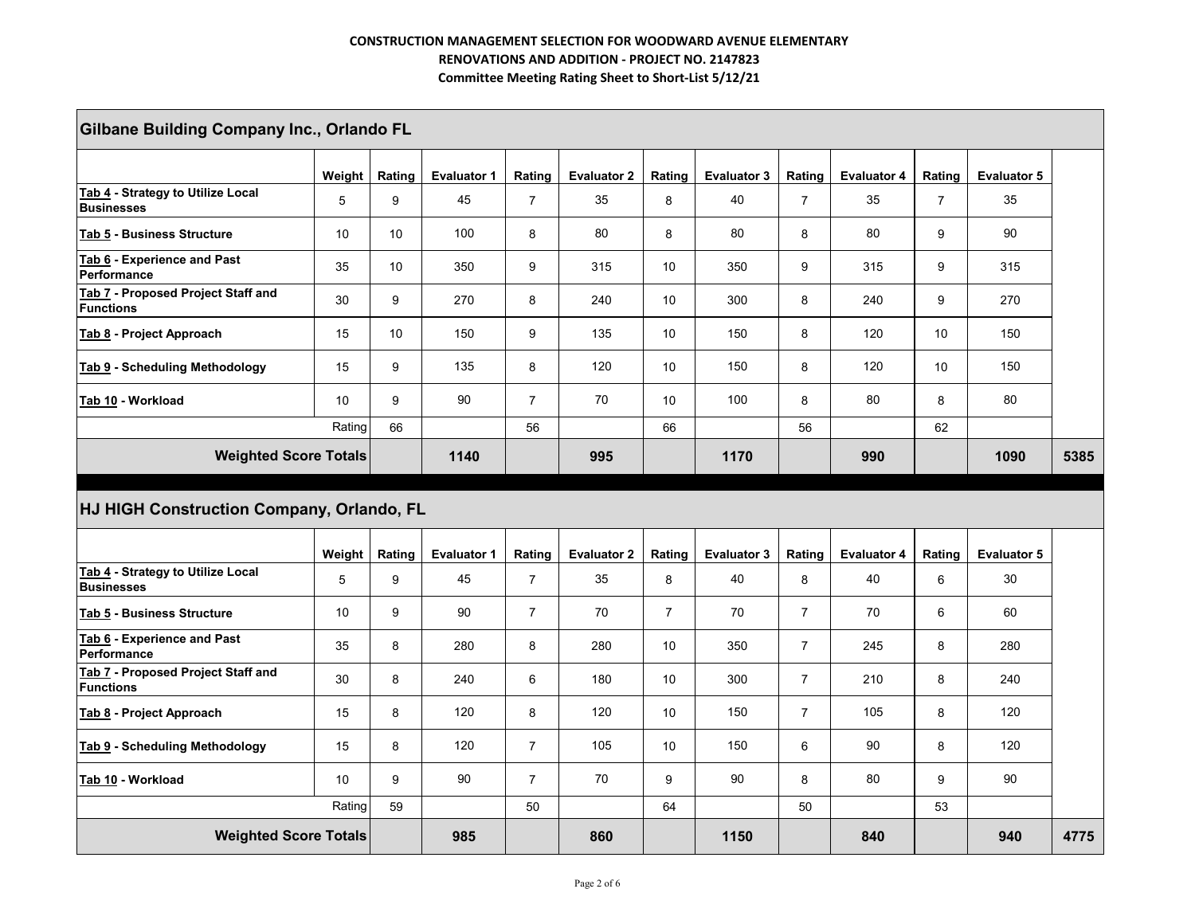**CONSTRUCTION MANAGEMENT SELECTION FOR WOODWARD AVENUE ELEMENTARY**
**RENOVATIONS AND ADDITION - PROJECT NO. 2147823**
**Committee Meeting Rating Sheet to Short-List 5/12/21**

## Gilbane Building Company Inc., Orlando FL

| | Weight | Rating | Evaluator 1 | Rating | Evaluator 2 | Rating | Evaluator 3 | Rating | Evaluator 4 | Rating | Evaluator 5 | |
|---|---|---|---|---|---|---|---|---|---|---|---|---|
| **Tab 4 - Strategy to Utilize Local Businesses** | 5 | 9 | 45 | 7 | 35 | 8 | 40 | 7 | 35 | 7 | 35 | |
| **Tab 5 - Business Structure** | 10 | 10 | 100 | 8 | 80 | 8 | 80 | 8 | 80 | 9 | 90 | |
| **Tab 6 - Experience and Past Performance** | 35 | 10 | 350 | 9 | 315 | 10 | 350 | 9 | 315 | 9 | 315 | |
| **Tab 7 - Proposed Project Staff and Functions** | 30 | 9 | 270 | 8 | 240 | 10 | 300 | 8 | 240 | 9 | 270 | |
| **Tab 8 - Project Approach** | 15 | 10 | 150 | 9 | 135 | 10 | 150 | 8 | 120 | 10 | 150 | |
| **Tab 9 - Scheduling Methodology** | 15 | 9 | 135 | 8 | 120 | 10 | 150 | 8 | 120 | 10 | 150 | |
| **Tab 10 - Workload** | 10 | 9 | 90 | 7 | 70 | 10 | 100 | 8 | 80 | 8 | 80 | |
| | Rating | 66 | | 56 | | 66 | | 56 | | 62 | | |
| **Weighted Score Totals** | | | **1140** | | **995** | | **1170** | | **990** | | **1090** | **5385** |

## HJ HIGH Construction Company, Orlando, FL

| | Weight | Rating | Evaluator 1 | Rating | Evaluator 2 | Rating | Evaluator 3 | Rating | Evaluator 4 | Rating | Evaluator 5 | |
|---|---|---|---|---|---|---|---|---|---|---|---|---|
| **Tab 4 - Strategy to Utilize Local Businesses** | 5 | 9 | 45 | 7 | 35 | 8 | 40 | 8 | 40 | 6 | 30 | |
| **Tab 5 - Business Structure** | 10 | 9 | 90 | 7 | 70 | 7 | 70 | 7 | 70 | 6 | 60 | |
| **Tab 6 - Experience and Past Performance** | 35 | 8 | 280 | 8 | 280 | 10 | 350 | 7 | 245 | 8 | 280 | |
| **Tab 7 - Proposed Project Staff and Functions** | 30 | 8 | 240 | 6 | 180 | 10 | 300 | 7 | 210 | 8 | 240 | |
| **Tab 8 - Project Approach** | 15 | 8 | 120 | 8 | 120 | 10 | 150 | 7 | 105 | 8 | 120 | |
| **Tab 9 - Scheduling Methodology** | 15 | 8 | 120 | 7 | 105 | 10 | 150 | 6 | 90 | 8 | 120 | |
| **Tab 10 - Workload** | 10 | 9 | 90 | 7 | 70 | 9 | 90 | 8 | 80 | 9 | 90 | |
| | Rating | 59 | | 50 | | 64 | | 50 | | 53 | | |
| **Weighted Score Totals** | | | **985** | | **860** | | **1150** | | **840** | | **940** | **4775** |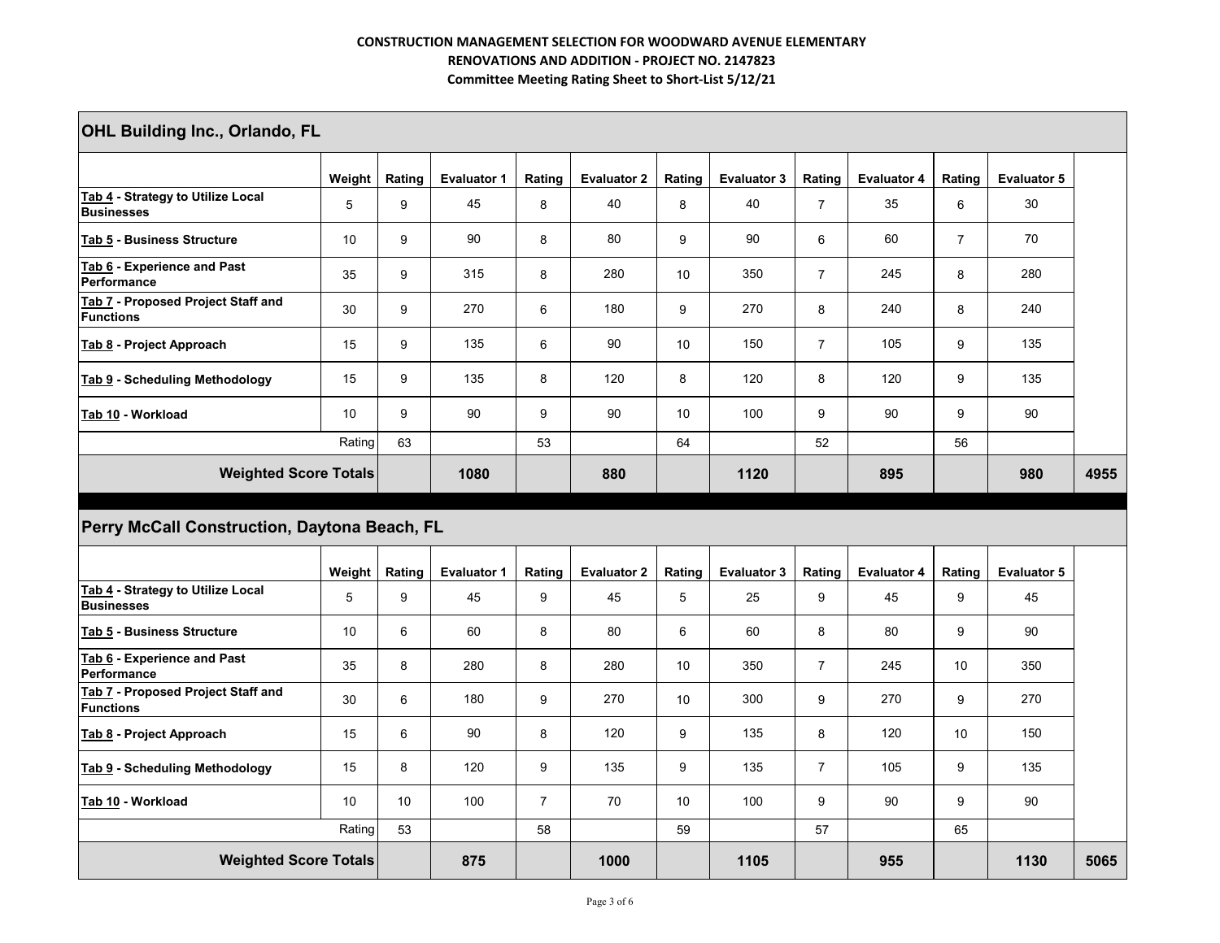**CONSTRUCTION MANAGEMENT SELECTION FOR WOODWARD AVENUE ELEMENTARY RENOVATIONS AND ADDITION - PROJECT NO. 2147823**

**Committee Meeting Rating Sheet to Short-List 5/12/21**

## OHL Building Inc., Orlando, FL

| | Weight | Rating | Evaluator 1 | Rating | Evaluator 2 | Rating | Evaluator 3 | Rating | Evaluator 4 | Rating | Evaluator 5 | |
|---|---|---|---|---|---|---|---|---|---|---|---|---|
| **Tab 4 - Strategy to Utilize Local Businesses** | 5 | 9 | 45 | 8 | 40 | 8 | 40 | 7 | 35 | 6 | 30 | |
| **Tab 5 - Business Structure** | 10 | 9 | 90 | 8 | 80 | 9 | 90 | 6 | 60 | 7 | 70 | |
| **Tab 6 - Experience and Past Performance** | 35 | 9 | 315 | 8 | 280 | 10 | 350 | 7 | 245 | 8 | 280 | |
| **Tab 7 - Proposed Project Staff and Functions** | 30 | 9 | 270 | 6 | 180 | 9 | 270 | 8 | 240 | 8 | 240 | |
| **Tab 8 - Project Approach** | 15 | 9 | 135 | 6 | 90 | 10 | 150 | 7 | 105 | 9 | 135 | |
| **Tab 9 - Scheduling Methodology** | 15 | 9 | 135 | 8 | 120 | 8 | 120 | 8 | 120 | 9 | 135 | |
| **Tab 10 - Workload** | 10 | 9 | 90 | 9 | 90 | 10 | 100 | 9 | 90 | 9 | 90 | |
| | Rating | 63 | | 53 | | 64 | | 52 | | 56 | | |
| **Weighted Score Totals** | | | **1080** | | **880** | | **1120** | | **895** | | **980** | **4955** |

## Perry McCall Construction, Daytona Beach, FL

| | Weight | Rating | Evaluator 1 | Rating | Evaluator 2 | Rating | Evaluator 3 | Rating | Evaluator 4 | Rating | Evaluator 5 | |
|---|---|---|---|---|---|---|---|---|---|---|---|---|
| **Tab 4 - Strategy to Utilize Local Businesses** | 5 | 9 | 45 | 9 | 45 | 5 | 25 | 9 | 45 | 9 | 45 | |
| **Tab 5 - Business Structure** | 10 | 6 | 60 | 8 | 80 | 6 | 60 | 8 | 80 | 9 | 90 | |
| **Tab 6 - Experience and Past Performance** | 35 | 8 | 280 | 8 | 280 | 10 | 350 | 7 | 245 | 10 | 350 | |
| **Tab 7 - Proposed Project Staff and Functions** | 30 | 6 | 180 | 9 | 270 | 10 | 300 | 9 | 270 | 9 | 270 | |
| **Tab 8 - Project Approach** | 15 | 6 | 90 | 8 | 120 | 9 | 135 | 8 | 120 | 10 | 150 | |
| **Tab 9 - Scheduling Methodology** | 15 | 8 | 120 | 9 | 135 | 9 | 135 | 7 | 105 | 9 | 135 | |
| **Tab 10 - Workload** | 10 | 10 | 100 | 7 | 70 | 10 | 100 | 9 | 90 | 9 | 90 | |
| | Rating | 53 | | 58 | | 59 | | 57 | | 65 | | |
| **Weighted Score Totals** | | | **875** | | **1000** | | **1105** | | **955** | | **1130** | **5065** |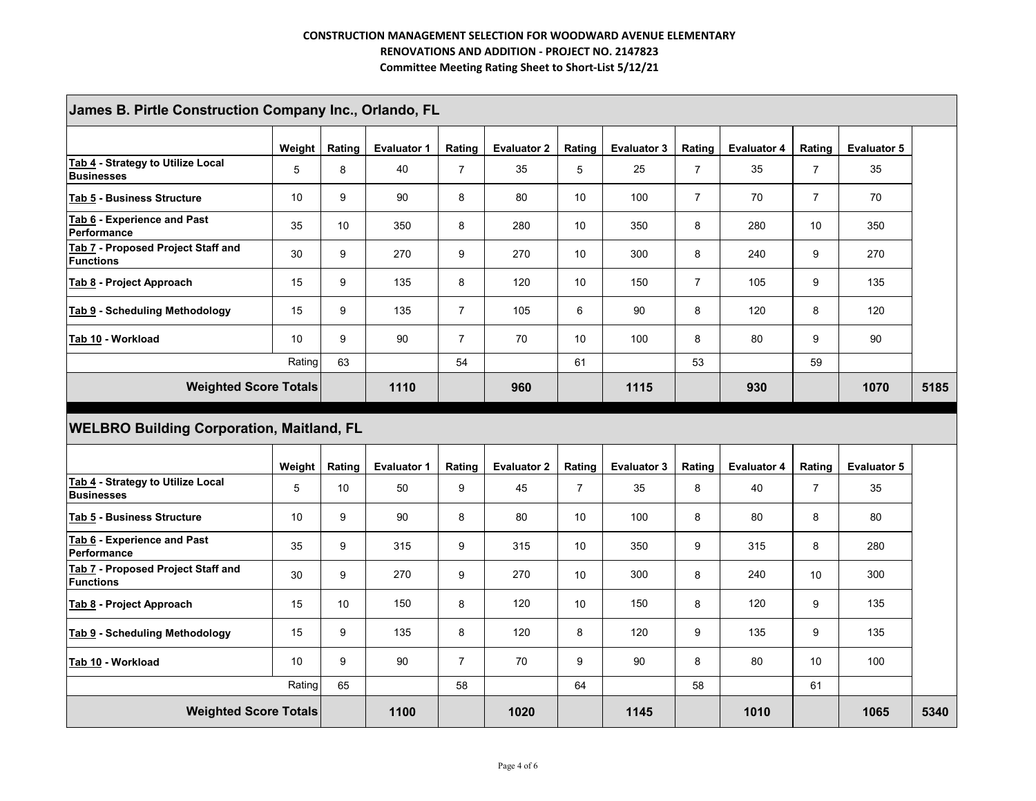**CONSTRUCTION MANAGEMENT SELECTION FOR WOODWARD AVENUE ELEMENTARY RENOVATIONS AND ADDITION - PROJECT NO. 2147823**

**Committee Meeting Rating Sheet to Short-List 5/12/21**

## James B. Pirtle Construction Company Inc., Orlando, FL

| | Weight | Rating | Evaluator 1 | Rating | Evaluator 2 | Rating | Evaluator 3 | Rating | Evaluator 4 | Rating | Evaluator 5 | |
|---|---|---|---|---|---|---|---|---|---|---|---|---|
| Tab 4 - Strategy to Utilize Local Businesses | 5 | 8 | 40 | 7 | 35 | 5 | 25 | 7 | 35 | 7 | 35 | |
| Tab 5 - Business Structure | 10 | 9 | 90 | 8 | 80 | 10 | 100 | 7 | 70 | 7 | 70 | |
| Tab 6 - Experience and Past Performance | 35 | 10 | 350 | 8 | 280 | 10 | 350 | 8 | 280 | 10 | 350 | |
| Tab 7 - Proposed Project Staff and Functions | 30 | 9 | 270 | 9 | 270 | 10 | 300 | 8 | 240 | 9 | 270 | |
| Tab 8 - Project Approach | 15 | 9 | 135 | 8 | 120 | 10 | 150 | 7 | 105 | 9 | 135 | |
| Tab 9 - Scheduling Methodology | 15 | 9 | 135 | 7 | 105 | 6 | 90 | 8 | 120 | 8 | 120 | |
| Tab 10 - Workload | 10 | 9 | 90 | 7 | 70 | 10 | 100 | 8 | 80 | 9 | 90 | |
| | Rating | 63 | | 54 | | 61 | | 53 | | 59 | | |
| **Weighted Score Totals** | | | **1110** | | **960** | | **1115** | | **930** | | **1070** | **5185** |

## WELBRO Building Corporation, Maitland, FL

| | Weight | Rating | Evaluator 1 | Rating | Evaluator 2 | Rating | Evaluator 3 | Rating | Evaluator 4 | Rating | Evaluator 5 | |
|---|---|---|---|---|---|---|---|---|---|---|---|---|
| Tab 4 - Strategy to Utilize Local Businesses | 5 | 10 | 50 | 9 | 45 | 7 | 35 | 8 | 40 | 7 | 35 | |
| Tab 5 - Business Structure | 10 | 9 | 90 | 8 | 80 | 10 | 100 | 8 | 80 | 8 | 80 | |
| Tab 6 - Experience and Past Performance | 35 | 9 | 315 | 9 | 315 | 10 | 350 | 9 | 315 | 8 | 280 | |
| Tab 7 - Proposed Project Staff and Functions | 30 | 9 | 270 | 9 | 270 | 10 | 300 | 8 | 240 | 10 | 300 | |
| Tab 8 - Project Approach | 15 | 10 | 150 | 8 | 120 | 10 | 150 | 8 | 120 | 9 | 135 | |
| Tab 9 - Scheduling Methodology | 15 | 9 | 135 | 8 | 120 | 8 | 120 | 9 | 135 | 9 | 135 | |
| Tab 10 - Workload | 10 | 9 | 90 | 7 | 70 | 9 | 90 | 8 | 80 | 10 | 100 | |
| | Rating | 65 | | 58 | | 64 | | 58 | | 61 | | |
| **Weighted Score Totals** | | | **1100** | | **1020** | | **1145** | | **1010** | | **1065** | **5340** |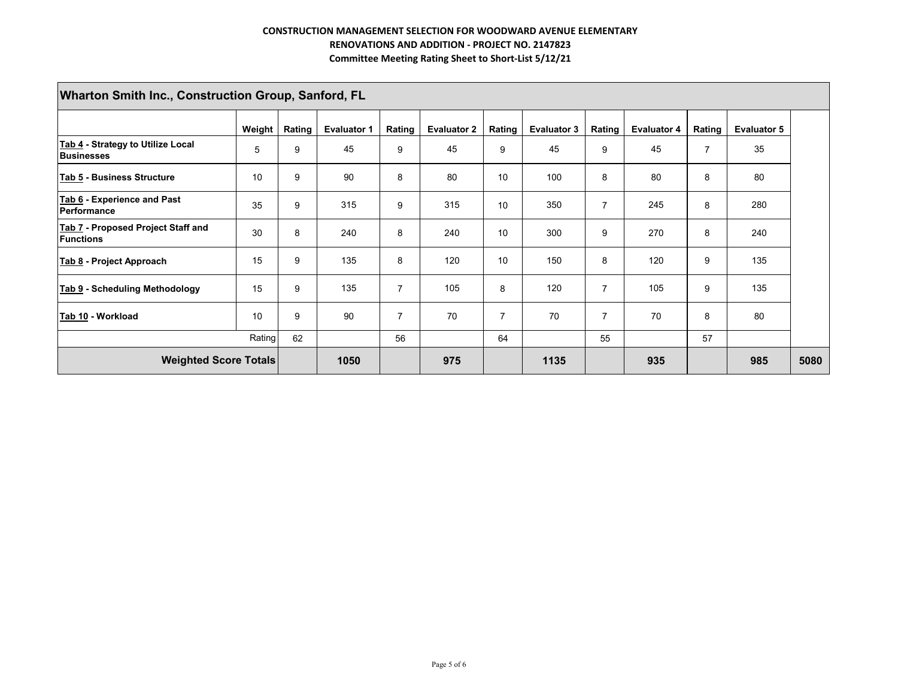**CONSTRUCTION MANAGEMENT SELECTION FOR WOODWARD AVENUE ELEMENTARY RENOVATIONS AND ADDITION - PROJECT NO. 2147823**

**Committee Meeting Rating Sheet to Short-List 5/12/21**

## Wharton Smith Inc., Construction Group, Sanford, FL

| | Weight | Rating | Evaluator 1 | Rating | Evaluator 2 | Rating | Evaluator 3 | Rating | Evaluator 4 | Rating | Evaluator 5 | |
|---|---|---|---|---|---|---|---|---|---|---|---|---|
| **Tab 4 - Strategy to Utilize Local Businesses** | 5 | 9 | 45 | 9 | 45 | 9 | 45 | 9 | 45 | 7 | 35 | |
| **Tab 5 - Business Structure** | 10 | 9 | 90 | 8 | 80 | 10 | 100 | 8 | 80 | 8 | 80 | |
| **Tab 6 - Experience and Past Performance** | 35 | 9 | 315 | 9 | 315 | 10 | 350 | 7 | 245 | 8 | 280 | |
| **Tab 7 - Proposed Project Staff and Functions** | 30 | 8 | 240 | 8 | 240 | 10 | 300 | 9 | 270 | 8 | 240 | |
| **Tab 8 - Project Approach** | 15 | 9 | 135 | 8 | 120 | 10 | 150 | 8 | 120 | 9 | 135 | |
| **Tab 9 - Scheduling Methodology** | 15 | 9 | 135 | 7 | 105 | 8 | 120 | 7 | 105 | 9 | 135 | |
| **Tab 10 - Workload** | 10 | 9 | 90 | 7 | 70 | 7 | 70 | 7 | 70 | 8 | 80 | |
| | Rating | 62 | | 56 | | 64 | | 55 | | 57 | | |
| **Weighted Score Totals** | | | **1050** | | **975** | | **1135** | | **935** | | **985** | **5080** |